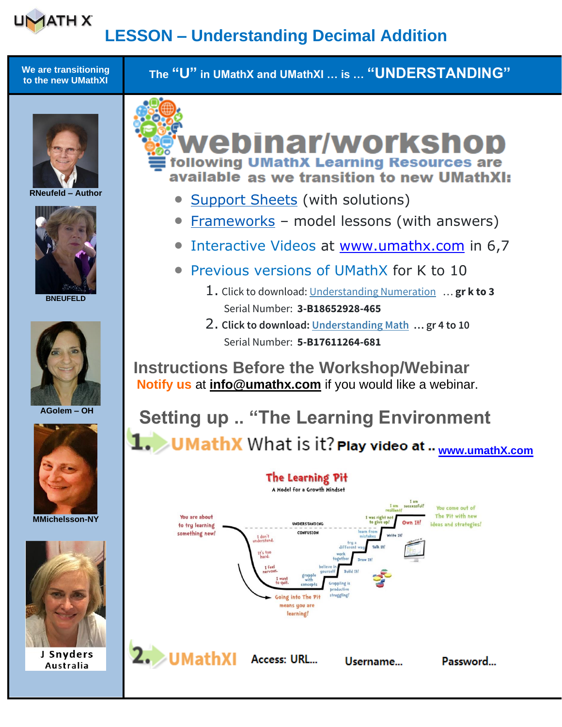UMATH X

# LESSON – Understanding Decimal Addition

| We are transitioning to the new UMathXI | The "U" in UMathX and UMathXI … is … "UNDERSTANDING" |
| --- | --- |

RNeufeld – Author

BNEUFELD

AGolem – OH

MMichelson-NY

J Snyders Australia

## webinar/workshop

following UMathX Learning Resources are available as we transition to new UMathXI:

- Support Sheets (with solutions)
- Frameworks – model lessons (with answers)
- Interactive Videos at www.umathx.com in 6,7
- Previous versions of UMathX for K to 10
  1. Click to download: Understanding Numeration … **gr k to 3**
     Serial Number: **3-B18652928-465**
  2. **Click to download: Understanding Math … gr 4 to 10**
     Serial Number: **5-B17611264-681**

## Instructions Before the Workshop/Webinar

**Notify us** at **info@umathx.com** if you would like a webinar.

## Setting up .. "The Learning Environment

**1.** UMathX What is it? **Play video at ..** **www.umathX.com**

The Learning Pit
A Model for a Growth Mindset

You are about to try learning something new!

UNDERSTANDING

CONFUSION

I don't understand.

It's too hard.

I feel nervous.

I want to quit.

grapple with concepts

believe in yourself

work together

try a different way

learn from mistakes

I was right not to give up!

I am resilient!

I am successful!

Own It!

Write It!

Talk It!

Draw It!

Build It!

Grappling is productive struggling!

Going into The Pit means you are learning!

You come out of The Pit with new ideas and strategies!

**2.** UMathXI Access: URL... Username... Password...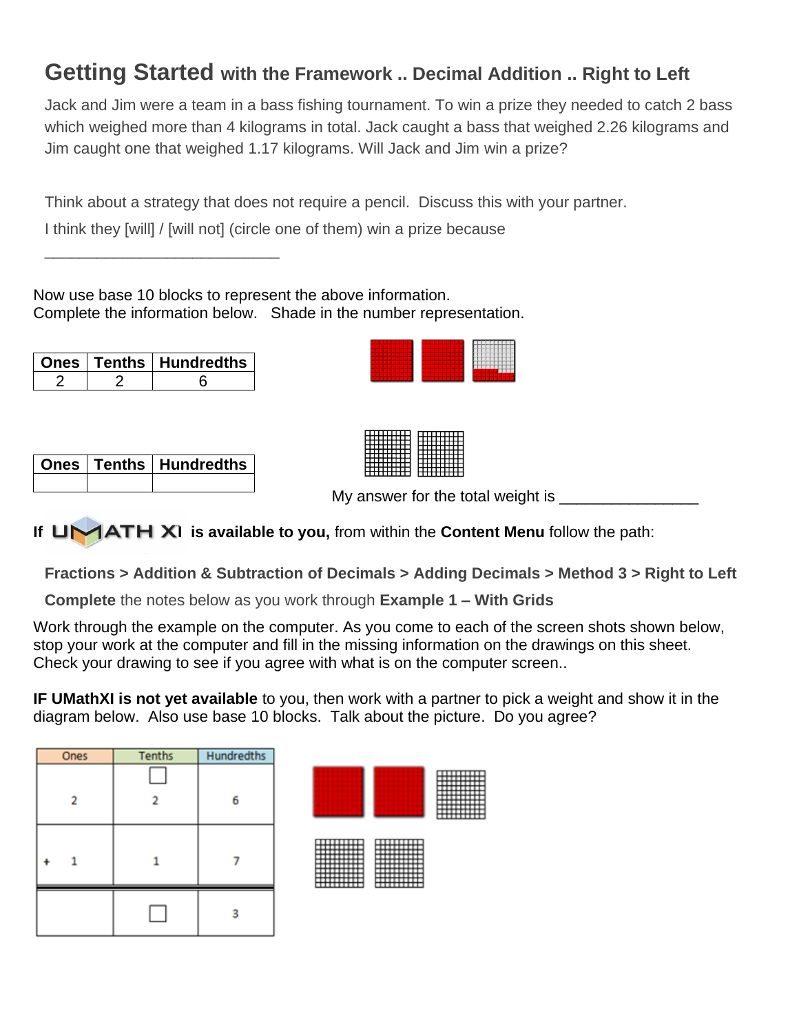# Getting Started with the Framework .. Decimal Addition .. Right to Left

Jack and Jim were a team in a bass fishing tournament. To win a prize they needed to catch 2 bass which weighed more than 4 kilograms in total. Jack caught a bass that weighed 2.26 kilograms and Jim caught one that weighed 1.17 kilograms. Will Jack and Jim win a prize?

Think about a strategy that does not require a pencil. Discuss this with your partner.

I think they [will] / [will not] (circle one of them) win a prize because

_____________________________

Now use base 10 blocks to represent the above information.
Complete the information below. Shade in the number representation.

| Ones | Tenths | Hundredths |
|---|---|---|
| 2 | 2 | 6 |

| Ones | Tenths | Hundredths |
|---|---|---|
| | | |

My answer for the total weight is ________________

**If UMATH XI is available to you,** from within the **Content Menu** follow the path:

**Fractions > Addition & Subtraction of Decimals > Adding Decimals > Method 3 > Right to Left**

**Complete** the notes below as you work through **Example 1 – With Grids**

Work through the example on the computer. As you come to each of the screen shots shown below, stop your work at the computer and fill in the missing information on the drawings on this sheet. Check your drawing to see if you agree with what is on the computer screen..

**IF UMathXI is not yet available** to you, then work with a partner to pick a weight and show it in the diagram below. Also use base 10 blocks. Talk about the picture. Do you agree?

| Ones | Tenths | Hundredths |
|---|---|---|
| 2 | ☐<br>2 | 6 |
| + 1 | 1 | 7 |
| | ☐ | 3 |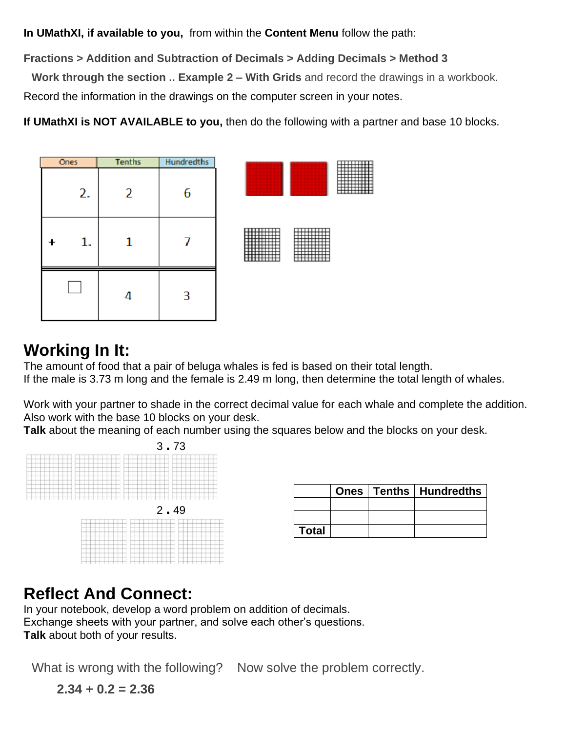**In UMathXI, if available to you,** from within the **Content Menu** follow the path:

**Fractions > Addition and Subtraction of Decimals > Adding Decimals > Method 3**

**Work through the section .. Example 2 – With Grids** and record the drawings in a workbook.

Record the information in the drawings on the computer screen in your notes.

**If UMathXI is NOT AVAILABLE to you,** then do the following with a partner and base 10 blocks.

| Ones | Tenths | Hundredths |
|---|---|---|
| 2. | 2 | 6 |
| + 1. | 1 | 7 |
| ☐ | 4 | 3 |

## Working In It:

The amount of food that a pair of beluga whales is fed is based on their total length.
If the male is 3.73 m long and the female is 2.49 m long, then determine the total length of whales.

Work with your partner to shade in the correct decimal value for each whale and complete the addition.
Also work with the base 10 blocks on your desk.
**Talk** about the meaning of each number using the squares below and the blocks on your desk.

3 . 73

2 . 49

| | Ones | Tenths | Hundredths |
|---|---|---|---|
| | | | |
| | | | |
| Total | | | |

## Reflect And Connect:

In your notebook, develop a word problem on addition of decimals.
Exchange sheets with your partner, and solve each other's questions.
**Talk** about both of your results.

What is wrong with the following? Now solve the problem correctly.

**2.34 + 0.2 = 2.36**